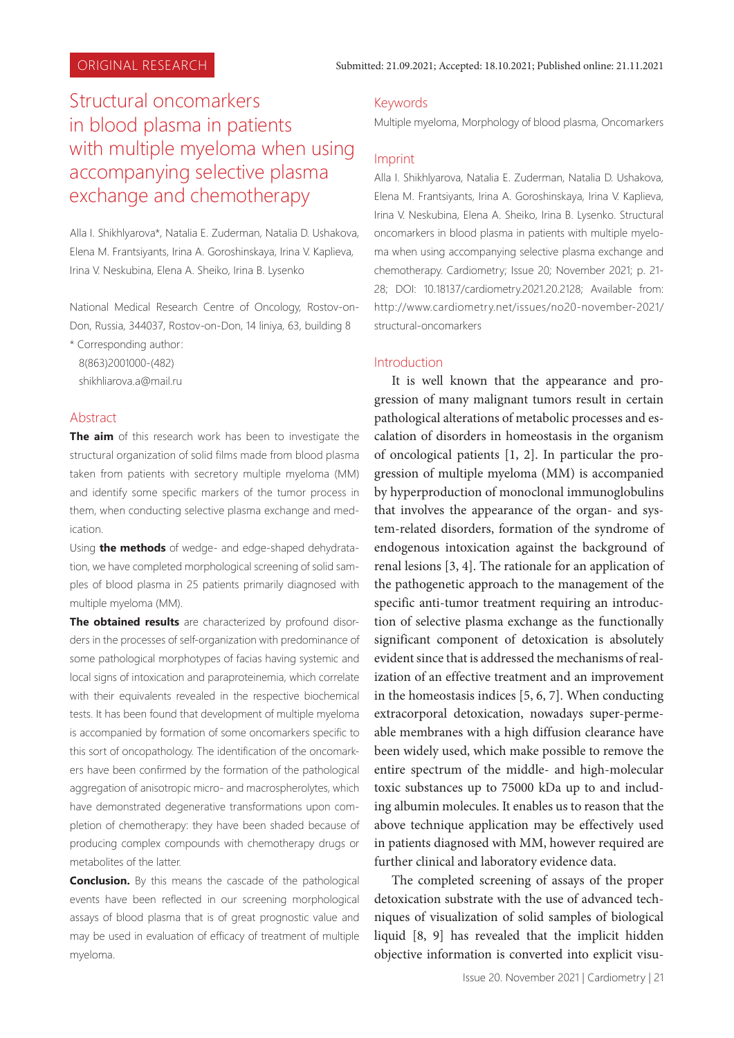ORIGINAL RESEARCH

Submitted: 21.09.2021; Accepted: 18.10.2021; Published online: 21.11.2021

# Structural oncomarkers in blood plasma in patients with multiple myeloma when using accompanying selective plasma exchange and chemotherapy

Alla I. Shikhlyarova*, Natalia E. Zuderman, Natalia D. Ushakova, Elena M. Frantsiyants, Irina A. Goroshinskaya, Irina V. Kaplieva, Irina V. Neskubina, Elena A. Sheiko, Irina B. Lysenko

National Medical Research Centre of Oncology, Rostov-on-Don, Russia, 344037, Rostov-on-Don, 14 liniya, 63, building 8

\* Corresponding author:
8(863)2001000-(482)
shikhliarova.a@mail.ru

## Abstract

**The aim** of this research work has been to investigate the structural organization of solid films made from blood plasma taken from patients with secretory multiple myeloma (MM) and identify some specific markers of the tumor process in them, when conducting selective plasma exchange and medication.

Using **the methods** of wedge- and edge-shaped dehydratation, we have completed morphological screening of solid samples of blood plasma in 25 patients primarily diagnosed with multiple myeloma (MM).

**The obtained results** are characterized by profound disorders in the processes of self-organization with predominance of some pathological morphotypes of facias having systemic and local signs of intoxication and paraproteinemia, which correlate with their equivalents revealed in the respective biochemical tests. It has been found that development of multiple myeloma is accompanied by formation of some oncomarkers specific to this sort of oncopathology. The identification of the oncomarkers have been confirmed by the formation of the pathological aggregation of anisotropic micro- and macrospherolytes, which have demonstrated degenerative transformations upon completion of chemotherapy: they have been shaded because of producing complex compounds with chemotherapy drugs or metabolites of the latter.

**Conclusion.** By this means the cascade of the pathological events have been reflected in our screening morphological assays of blood plasma that is of great prognostic value and may be used in evaluation of efficacy of treatment of multiple myeloma.

## Keywords

Multiple myeloma, Morphology of blood plasma, Oncomarkers

## Imprint

Alla I. Shikhlyarova, Natalia E. Zuderman, Natalia D. Ushakova, Elena M. Frantsiyants, Irina A. Goroshinskaya, Irina V. Kaplieva, Irina V. Neskubina, Elena A. Sheiko, Irina B. Lysenko. Structural oncomarkers in blood plasma in patients with multiple myeloma when using accompanying selective plasma exchange and chemotherapy. Cardiometry; Issue 20; November 2021; p. 21-28; DOI: 10.18137/cardiometry.2021.20.2128; Available from: http://www.cardiometry.net/issues/no20-november-2021/structural-oncomarkers

## Introduction

It is well known that the appearance and progression of many malignant tumors result in certain pathological alterations of metabolic processes and escalation of disorders in homeostasis in the organism of oncological patients [1, 2]. In particular the progression of multiple myeloma (MM) is accompanied by hyperproduction of monoclonal immunoglobulins that involves the appearance of the organ- and system-related disorders, formation of the syndrome of endogenous intoxication against the background of renal lesions [3, 4]. The rationale for an application of the pathogenetic approach to the management of the specific anti-tumor treatment requiring an introduction of selective plasma exchange as the functionally significant component of detoxication is absolutely evident since that is addressed the mechanisms of realization of an effective treatment and an improvement in the homeostasis indices [5, 6, 7]. When conducting extracorporal detoxication, nowadays super-permeable membranes with a high diffusion clearance have been widely used, which make possible to remove the entire spectrum of the middle- and high-molecular toxic substances up to 75000 kDa up to and including albumin molecules. It enables us to reason that the above technique application may be effectively used in patients diagnosed with MM, however required are further clinical and laboratory evidence data.

The completed screening of assays of the proper detoxication substrate with the use of advanced techniques of visualization of solid samples of biological liquid [8, 9] has revealed that the implicit hidden objective information is converted into explicit visu-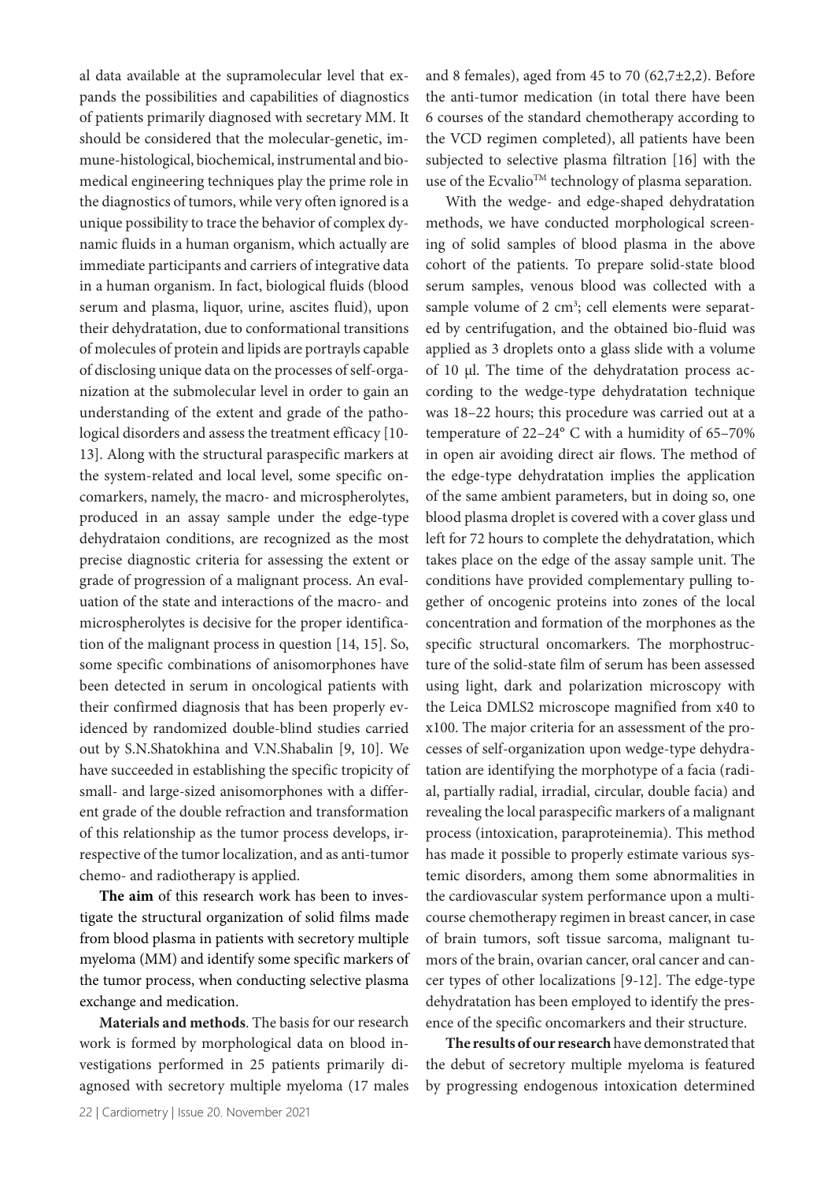al data available at the supramolecular level that expands the possibilities and capabilities of diagnostics of patients primarily diagnosed with secretary MM. It should be considered that the molecular-genetic, immune-histological, biochemical, instrumental and biomedical engineering techniques play the prime role in the diagnostics of tumors, while very often ignored is a unique possibility to trace the behavior of complex dynamic fluids in a human organism, which actually are immediate participants and carriers of integrative data in a human organism. In fact, biological fluids (blood serum and plasma, liquor, urine, ascites fluid), upon their dehydratation, due to conformational transitions of molecules of protein and lipids are portrayls capable of disclosing unique data on the processes of self-organization at the submolecular level in order to gain an understanding of the extent and grade of the pathological disorders and assess the treatment efficacy [10-13]. Along with the structural paraspecific markers at the system-related and local level, some specific oncomarkers, namely, the macro- and microspherolytes, produced in an assay sample under the edge-type dehydrataion conditions, are recognized as the most precise diagnostic criteria for assessing the extent or grade of progression of a malignant process. An evaluation of the state and interactions of the macro- and microspherolytes is decisive for the proper identification of the malignant process in question [14, 15]. So, some specific combinations of anisomorphones have been detected in serum in oncological patients with their confirmed diagnosis that has been properly evidenced by randomized double-blind studies carried out by S.N.Shatokhina and V.N.Shabalin [9, 10]. We have succeeded in establishing the specific tropicity of small- and large-sized anisomorphones with a different grade of the double refraction and transformation of this relationship as the tumor process develops, irrespective of the tumor localization, and as anti-tumor chemo- and radiotherapy is applied.

**The aim** of this research work has been to investigate the structural organization of solid films made from blood plasma in patients with secretory multiple myeloma (MM) and identify some specific markers of the tumor process, when conducting selective plasma exchange and medication.

**Materials and methods**. The basis for our research work is formed by morphological data on blood investigations performed in 25 patients primarily diagnosed with secretary multiple myeloma (17 males and 8 females), aged from 45 to 70 (62,7±2,2). Before the anti-tumor medication (in total there have been 6 courses of the standard chemotherapy according to the VCD regimen completed), all patients have been subjected to selective plasma filtration [16] with the use of the Ecvalio™ technology of plasma separation.

With the wedge- and edge-shaped dehydratation methods, we have conducted morphological screening of solid samples of blood plasma in the above cohort of the patients. To prepare solid-state blood serum samples, venous blood was collected with a sample volume of 2 cm$^3$; cell elements were separated by centrifugation, and the obtained bio-fluid was applied as 3 droplets onto a glass slide with a volume of 10 μl. The time of the dehydratation process according to the wedge-type dehydratation technique was 18–22 hours; this procedure was carried out at a temperature of 22–24° C with a humidity of 65–70% in open air avoiding direct air flows. The method of the edge-type dehydratation implies the application of the same ambient parameters, but in doing so, one blood plasma droplet is covered with a cover glass und left for 72 hours to complete the dehydratation, which takes place on the edge of the assay sample unit. The conditions have provided complementary pulling together of oncogenic proteins into zones of the local concentration and formation of the morphones as the specific structural oncomarkers. The morphostructure of the solid-state film of serum has been assessed using light, dark and polarization microscopy with the Leica DMLS2 microscope magnified from x40 to x100. The major criteria for an assessment of the processes of self-organization upon wedge-type dehydratation are identifying the morphotype of a facia (radial, partially radial, irradial, circular, double facia) and revealing the local paraspecific markers of a malignant process (intoxication, paraproteinemia). This method has made it possible to properly estimate various systemic disorders, among them some abnormalities in the cardiovascular system performance upon a multi-course chemotherapy regimen in breast cancer, in case of brain tumors, soft tissue sarcoma, malignant tumors of the brain, ovarian cancer, oral cancer and cancer types of other localizations [9-12]. The edge-type dehydratation has been employed to identify the presence of the specific oncomarkers and their structure.

**The results of our research** have demonstrated that the debut of secretory multiple myeloma is featured by progressing endogenous intoxication determined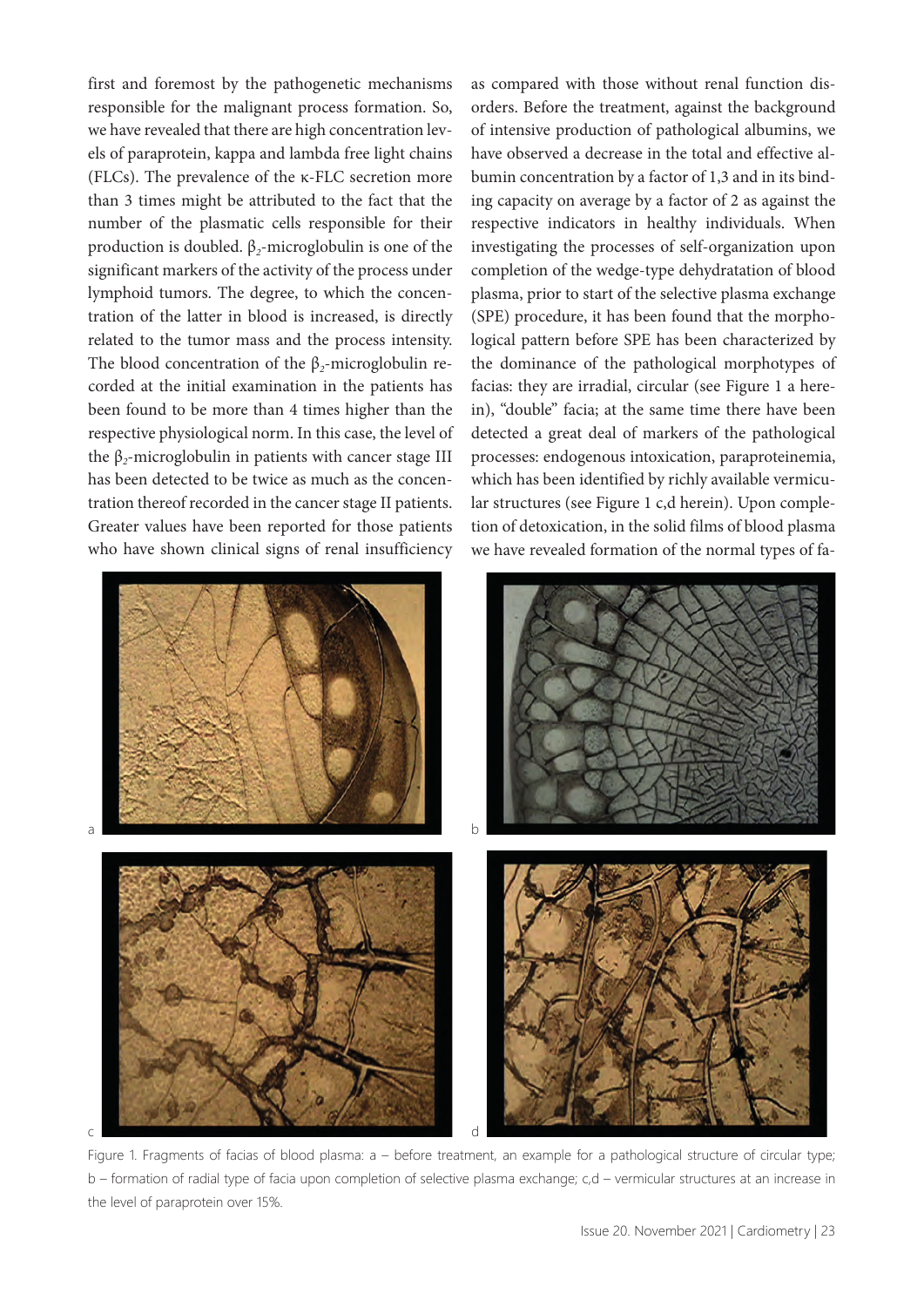first and foremost by the pathogenetic mechanisms responsible for the malignant process formation. So, we have revealed that there are high concentration levels of paraprotein, kappa and lambda free light chains (FLCs). The prevalence of the κ-FLC secretion more than 3 times might be attributed to the fact that the number of the plasmatic cells responsible for their production is doubled. $\beta_2$-microglobulin is one of the significant markers of the activity of the process under lymphoid tumors. The degree, to which the concentration of the latter in blood is increased, is directly related to the tumor mass and the process intensity. The blood concentration of the $\beta_2$-microglobulin recorded at the initial examination in the patients has been found to be more than 4 times higher than the respective physiological norm. In this case, the level of the $\beta_2$-microglobulin in patients with cancer stage III has been detected to be twice as much as the concentration thereof recorded in the cancer stage II patients. Greater values have been reported for those patients who have shown clinical signs of renal insufficiency as compared with those without renal function disorders. Before the treatment, against the background of intensive production of pathological albumins, we have observed a decrease in the total and effective albumin concentration by a factor of 1,3 and in its binding capacity on average by a factor of 2 as against the respective indicators in healthy individuals. When investigating the processes of self-organization upon completion of the wedge-type dehydratation of blood plasma, prior to start of the selective plasma exchange (SPE) procedure, it has been found that the morphological pattern before SPE has been characterized by the dominance of the pathological morphotypes of facias: they are irradial, circular (see Figure 1 a herein), "double" facia; at the same time there have been detected a great deal of markers of the pathological processes: endogenous intoxication, paraproteinemia, which has been identified by richly available vermicular structures (see Figure 1 c,d herein). Upon completion of detoxication, in the solid films of blood plasma we have revealed formation of the normal types of fa-

Figure 1. Fragments of facias of blood plasma: a – before treatment, an example for a pathological structure of circular type; b – formation of radial type of facia upon completion of selective plasma exchange; c,d – vermicular structures at an increase in the level of paraprotein over 15%.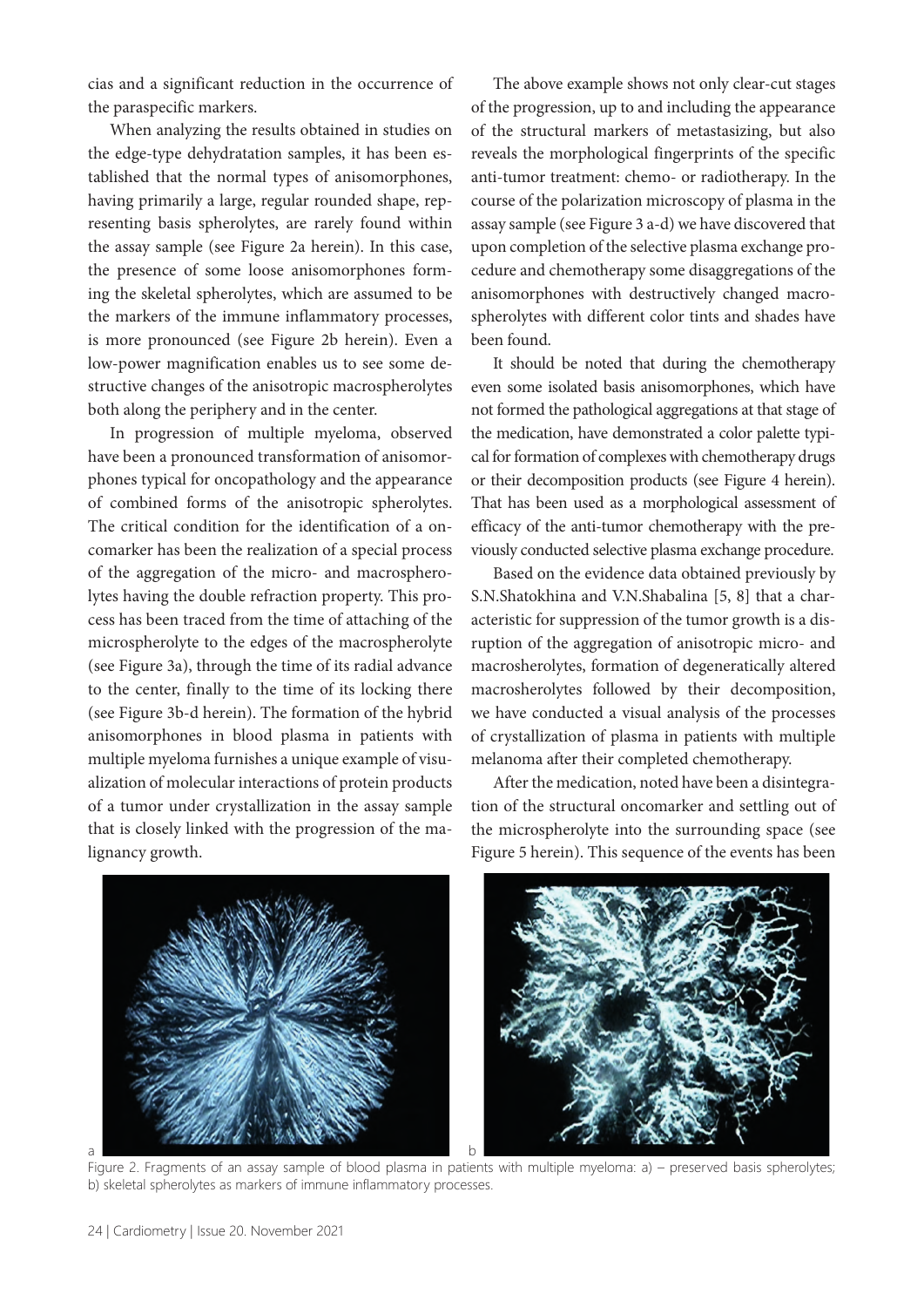cias and a significant reduction in the occurrence of the paraspecific markers.

When analyzing the results obtained in studies on the edge-type dehydratation samples, it has been established that the normal types of anisomorphones, having primarily a large, regular rounded shape, representing basis spherolytes, are rarely found within the assay sample (see Figure 2a herein). In this case, the presence of some loose anisomorphones forming the skeletal spherolytes, which are assumed to be the markers of the immune inflammatory processes, is more pronounced (see Figure 2b herein). Even a low-power magnification enables us to see some destructive changes of the anisotropic macrospherolytes both along the periphery and in the center.

In progression of multiple myeloma, observed have been a pronounced transformation of anisomorphones typical for oncopathology and the appearance of combined forms of the anisotropic spherolytes. The critical condition for the identification of a oncomarker has been the realization of a special process of the aggregation of the micro- and macrospherolytes having the double refraction property. This process has been traced from the time of attaching of the microspherolyte to the edges of the macrospherolyte (see Figure 3a), through the time of its radial advance to the center, finally to the time of its locking there (see Figure 3b-d herein). The formation of the hybrid anisomorphones in blood plasma in patients with multiple myeloma furnishes a unique example of visualization of molecular interactions of protein products of a tumor under crystallization in the assay sample that is closely linked with the progression of the malignancy growth.

The above example shows not only clear-cut stages of the progression, up to and including the appearance of the structural markers of metastasizing, but also reveals the morphological fingerprints of the specific anti-tumor treatment: chemo- or radiotherapy. In the course of the polarization microscopy of plasma in the assay sample (see Figure 3 a-d) we have discovered that upon completion of the selective plasma exchange procedure and chemotherapy some disaggregations of the anisomorphones with destructively changed macrospherolytes with different color tints and shades have been found.

It should be noted that during the chemotherapy even some isolated basis anisomorphones, which have not formed the pathological aggregations at that stage of the medication, have demonstrated a color palette typical for formation of complexes with chemotherapy drugs or their decomposition products (see Figure 4 herein). That has been used as a morphological assessment of efficacy of the anti-tumor chemotherapy with the previously conducted selective plasma exchange procedure.

Based on the evidence data obtained previously by S.N.Shatokhina and V.N.Shabalina [5, 8] that a characteristic for suppression of the tumor growth is a disruption of the aggregation of anisotropic micro- and macrosherolytes, formation of degeneratically altered macrosherolytes followed by their decomposition, we have conducted a visual analysis of the processes of crystallization of plasma in patients with multiple melanoma after their completed chemotherapy.

After the medication, noted have been a disintegration of the structural oncomarker and settling out of the microspherolyte into the surrounding space (see Figure 5 herein). This sequence of the events has been

Figure 2. Fragments of an assay sample of blood plasma in patients with multiple myeloma: a) – preserved basis spherolytes; b) skeletal spherolytes as markers of immune inflammatory processes.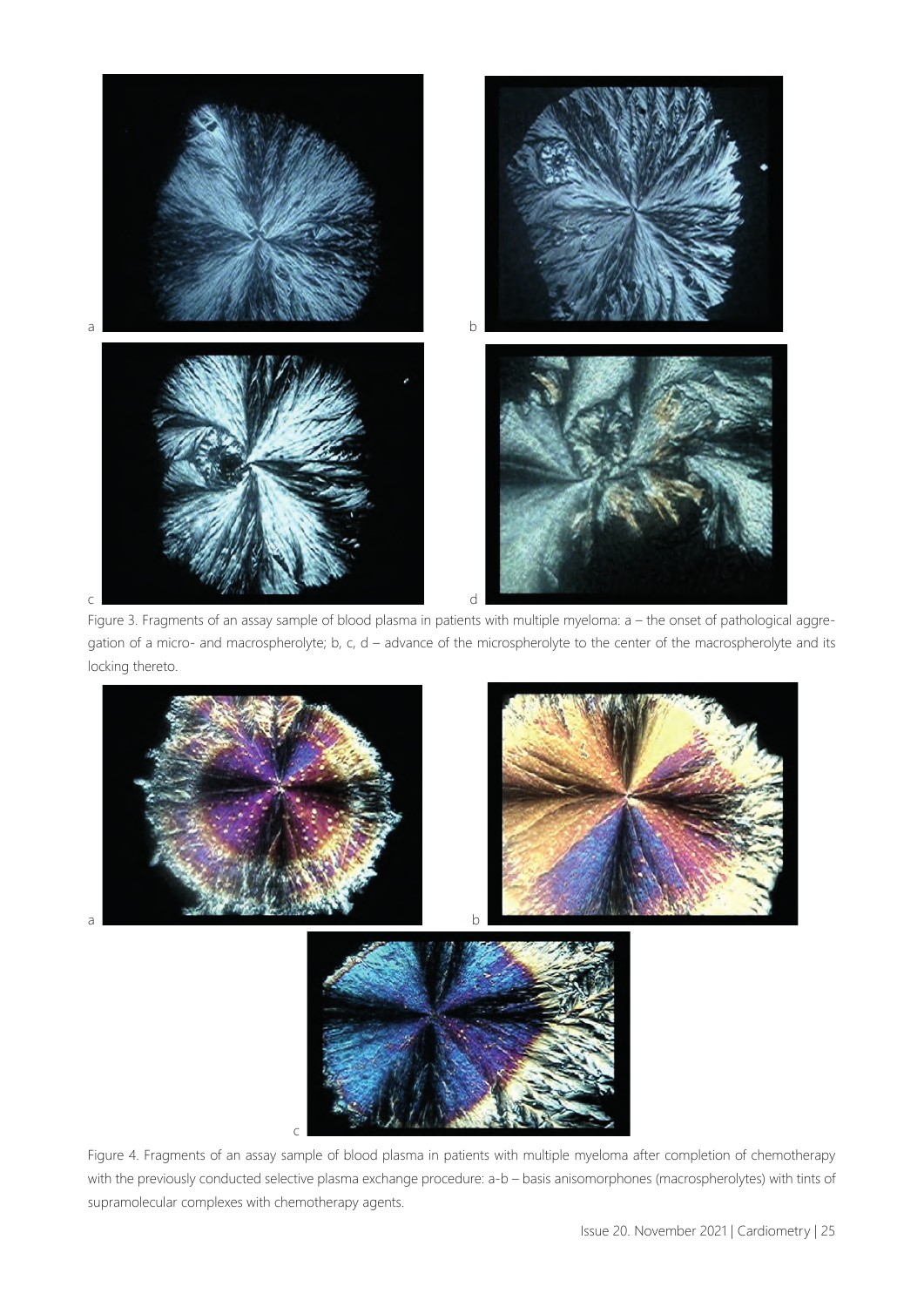Figure 3. Fragments of an assay sample of blood plasma in patients with multiple myeloma: a – the onset of pathological aggregation of a micro- and macrospherolyte; b, c, d – advance of the microspherolyte to the center of the macrospherolyte and its locking thereto.

Figure 4. Fragments of an assay sample of blood plasma in patients with multiple myeloma after completion of chemotherapy with the previously conducted selective plasma exchange procedure: a-b – basis anisomorphones (macrospherolytes) with tints of supramolecular complexes with chemotherapy agents.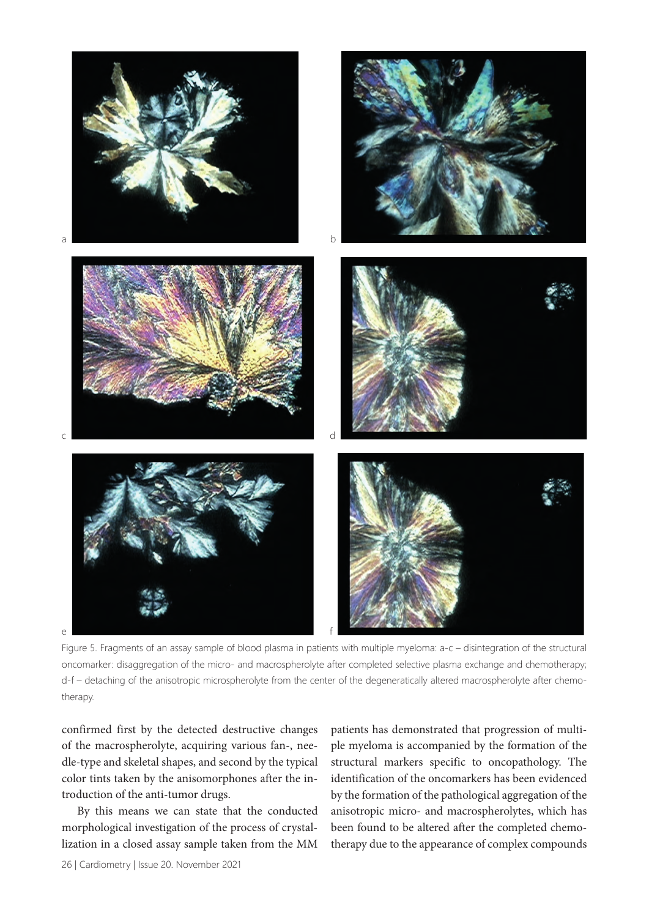Figure 5. Fragments of an assay sample of blood plasma in patients with multiple myeloma: a-c – disintegration of the structural oncomarker: disaggregation of the micro- and macrospherolyte after completed selective plasma exchange and chemotherapy; d-f – detaching of the anisotropic microspherolyte from the center of the degeneratically altered macrospherolyte after chemotherapy.

confirmed first by the detected destructive changes of the macrospherolyte, acquiring various fan-, needle-type and skeletal shapes, and second by the typical color tints taken by the anisomorphones after the introduction of the anti-tumor drugs.

By this means we can state that the conducted morphological investigation of the process of crystallization in a closed assay sample taken from the MM patients has demonstrated that progression of multiple myeloma is accompanied by the formation of the structural markers specific to oncopathology. The identification of the oncomarkers has been evidenced by the formation of the pathological aggregation of the anisotropic micro- and macrospherolytes, which has been found to be altered after the completed chemotherapy due to the appearance of complex compounds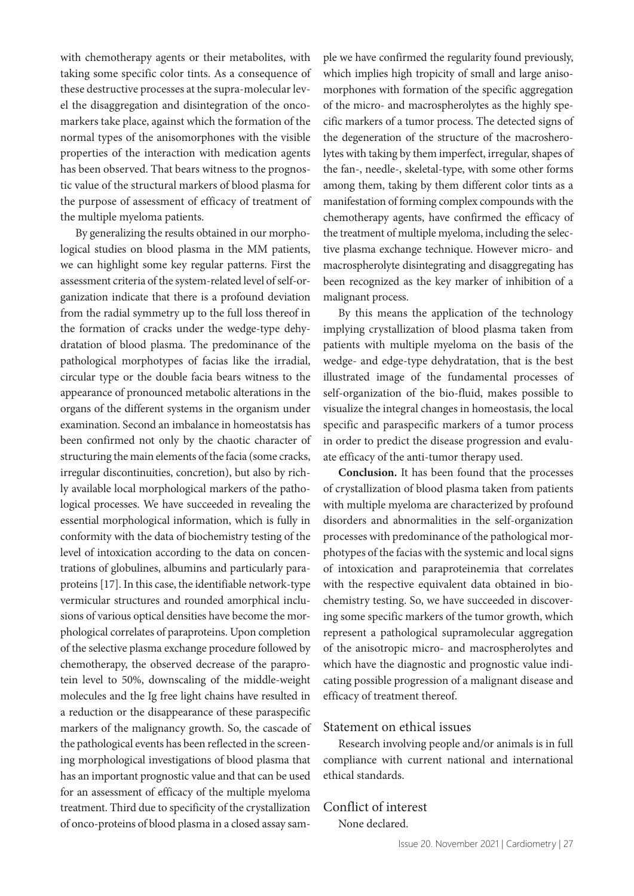with chemotherapy agents or their metabolites, with taking some specific color tints. As a consequence of these destructive processes at the supra-molecular level the disaggregation and disintegration of the oncomarkers take place, against which the formation of the normal types of the anisomorphones with the visible properties of the interaction with medication agents has been observed. That bears witness to the prognostic value of the structural markers of blood plasma for the purpose of assessment of efficacy of treatment of the multiple myeloma patients.

By generalizing the results obtained in our morphological studies on blood plasma in the MM patients, we can highlight some key regular patterns. First the assessment criteria of the system-related level of self-organization indicate that there is a profound deviation from the radial symmetry up to the full loss thereof in the formation of cracks under the wedge-type dehydratation of blood plasma. The predominance of the pathological morphotypes of facias like the irradial, circular type or the double facia bears witness to the appearance of pronounced metabolic alterations in the organs of the different systems in the organism under examination. Second an imbalance in homeostatsis has been confirmed not only by the chaotic character of structuring the main elements of the facia (some cracks, irregular discontinuities, concretion), but also by richly available local morphological markers of the pathological processes. We have succeeded in revealing the essential morphological information, which is fully in conformity with the data of biochemistry testing of the level of intoxication according to the data on concentrations of globulines, albumins and particularly paraproteins [17]. In this case, the identifiable network-type vermicular structures and rounded amorphical inclusions of various optical densities have become the morphological correlates of paraproteins. Upon completion of the selective plasma exchange procedure followed by chemotherapy, the observed decrease of the paraprotein level to 50%, downscaling of the middle-weight molecules and the Ig free light chains have resulted in a reduction or the disappearance of these paraspecific markers of the malignancy growth. So, the cascade of the pathological events has been reflected in the screening morphological investigations of blood plasma that has an important prognostic value and that can be used for an assessment of efficacy of the multiple myeloma treatment. Third due to specificity of the crystallization of onco-proteins of blood plasma in a closed assay sample we have confirmed the regularity found previously, which implies high tropicity of small and large anisomorphones with formation of the specific aggregation of the micro- and macrospherolytes as the highly specific markers of a tumor process. The detected signs of the degeneration of the structure of the macrosherolytes with taking by them imperfect, irregular, shapes of the fan-, needle-, skeletal-type, with some other forms among them, taking by them different color tints as a manifestation of forming complex compounds with the chemotherapy agents, have confirmed the efficacy of the treatment of multiple myeloma, including the selective plasma exchange technique. However micro- and macrospherolyte disintegrating and disaggregating has been recognized as the key marker of inhibition of a malignant process.

By this means the application of the technology implying crystallization of blood plasma taken from patients with multiple myeloma on the basis of the wedge- and edge-type dehydratation, that is the best illustrated image of the fundamental processes of self-organization of the bio-fluid, makes possible to visualize the integral changes in homeostasis, the local specific and paraspecific markers of a tumor process in order to predict the disease progression and evaluate efficacy of the anti-tumor therapy used.

**Conclusion.** It has been found that the processes of crystallization of blood plasma taken from patients with multiple myeloma are characterized by profound disorders and abnormalities in the self-organization processes with predominance of the pathological morphotypes of the facias with the systemic and local signs of intoxication and paraproteinemia that correlates with the respective equivalent data obtained in biochemistry testing. So, we have succeeded in discovering some specific markers of the tumor growth, which represent a pathological supramolecular aggregation of the anisotropic micro- and macrospherolytes and which have the diagnostic and prognostic value indicating possible progression of a malignant disease and efficacy of treatment thereof.

## Statement on ethical issues

Research involving people and/or animals is in full compliance with current national and international ethical standards.

## Conflict of interest

None declared.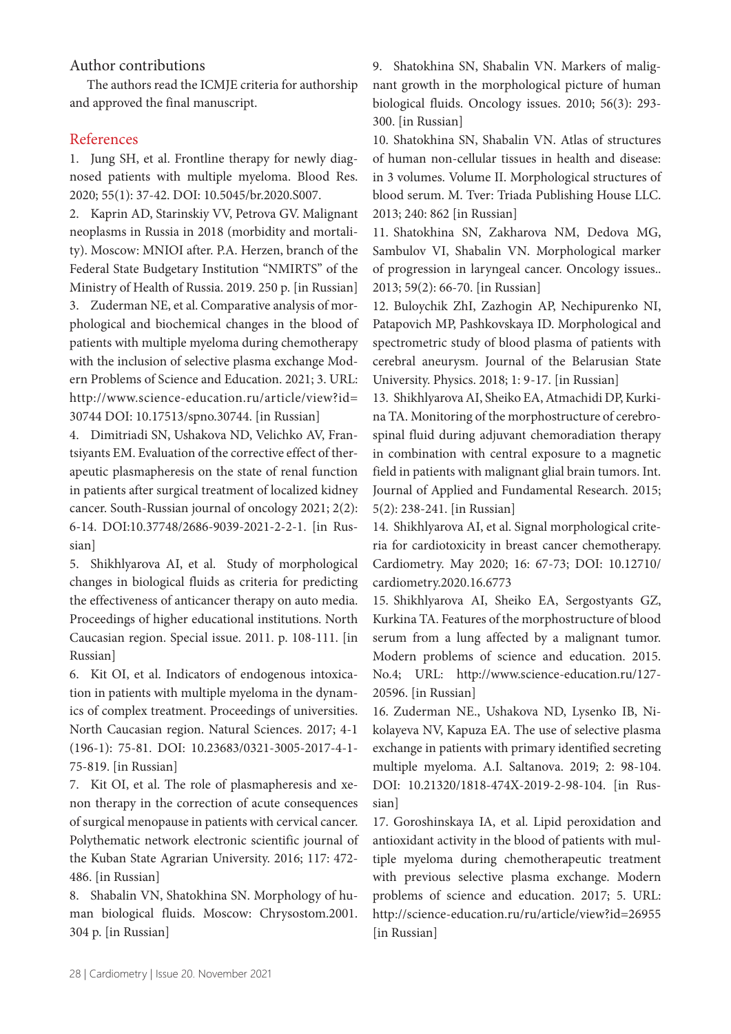## Author contributions

The authors read the ICMJE criteria for authorship and approved the final manuscript.

## References

1. Jung SH, et al. Frontline therapy for newly diagnosed patients with multiple myeloma. Blood Res. 2020; 55(1): 37-42. DOI: 10.5045/br.2020.S007.
2. Kaprin AD, Starinskiy VV, Petrova GV. Malignant neoplasms in Russia in 2018 (morbidity and mortality). Moscow: MNIOI after. P.A. Herzen, branch of the Federal State Budgetary Institution "NMIRTS" of the Ministry of Health of Russia. 2019. 250 p. [in Russian]
3. Zuderman NE, et al. Comparative analysis of morphological and biochemical changes in the blood of patients with multiple myeloma during chemotherapy with the inclusion of selective plasma exchange Modern Problems of Science and Education. 2021; 3. URL: http://www.science-education.ru/article/view?id=30744 DOI: 10.17513/spno.30744. [in Russian]
4. Dimitriadi SN, Ushakova ND, Velichko AV, Frantsiyants EM. Evaluation of the corrective effect of therapeutic plasmapheresis on the state of renal function in patients after surgical treatment of localized kidney cancer. South-Russian journal of oncology 2021; 2(2): 6-14. DOI:10.37748/2686-9039-2021-2-2-1. [in Russian]
5. Shikhlyarova AI, et al. Study of morphological changes in biological fluids as criteria for predicting the effectiveness of anticancer therapy on auto media. Proceedings of higher educational institutions. North Caucasian region. Special issue. 2011. p. 108-111. [in Russian]
6. Kit OI, et al. Indicators of endogenous intoxication in patients with multiple myeloma in the dynamics of complex treatment. Proceedings of universities. North Caucasian region. Natural Sciences. 2017; 4-1 (196-1): 75-81. DOI: 10.23683/0321-3005-2017-4-1-75-819. [in Russian]
7. Kit OI, et al. The role of plasmapheresis and xenon therapy in the correction of acute consequences of surgical menopause in patients with cervical cancer. Polythematic network electronic scientific journal of the Kuban State Agrarian University. 2016; 117: 472-486. [in Russian]
8. Shabalin VN, Shatokhina SN. Morphology of human biological fluids. Moscow: Chrysostom.2001. 304 p. [in Russian]
9. Shatokhina SN, Shabalin VN. Markers of malignant growth in the morphological picture of human biological fluids. Oncology issues. 2010; 56(3): 293-300. [in Russian]
10. Shatokhina SN, Shabalin VN. Atlas of structures of human non-cellular tissues in health and disease: in 3 volumes. Volume II. Morphological structures of blood serum. M. Tver: Triada Publishing House LLC. 2013; 240: 862 [in Russian]
11. Shatokhina SN, Zakharova NM, Dedova MG, Sambulov VI, Shabalin VN. Morphological marker of progression in laryngeal cancer. Oncology issues.. 2013; 59(2): 66-70. [in Russian]
12. Buloychik ZhI, Zazhogin AP, Nechipurenko NI, Patapovich MP, Pashkovskaya ID. Morphological and spectrometric study of blood plasma of patients with cerebral aneurysm. Journal of the Belarusian State University. Physics. 2018; 1: 9-17. [in Russian]
13. Shikhlyarova AI, Sheiko EA, Atmachidi DP, Kurkina TA. Monitoring of the morphostructure of cerebrospinal fluid during adjuvant chemoradiation therapy in combination with central exposure to a magnetic field in patients with malignant glial brain tumors. Int. Journal of Applied and Fundamental Research. 2015; 5(2): 238-241. [in Russian]
14. Shikhlyarova AI, et al. Signal morphological criteria for cardiotoxicity in breast cancer chemotherapy. Cardiometry. May 2020; 16: 67-73; DOI: 10.12710/cardiometry.2020.16.6773
15. Shikhlyarova AI, Sheiko EA, Sergostyants GZ, Kurkina TA. Features of the morphostructure of blood serum from a lung affected by a malignant tumor. Modern problems of science and education. 2015. No.4; URL: http://www.science-education.ru/127-20596. [in Russian]
16. Zuderman NE., Ushakova ND, Lysenko IB, Nikolayeva NV, Kapuza EA. The use of selective plasma exchange in patients with primary identified secreting multiple myeloma. A.I. Saltanova. 2019; 2: 98-104. DOI: 10.21320/1818-474X-2019-2-98-104. [in Russian]
17. Goroshinskaya IA, et al. Lipid peroxidation and antioxidant activity in the blood of patients with multiple myeloma during chemotherapeutic treatment with previous selective plasma exchange. Modern problems of science and education. 2017; 5. URL: http://science-education.ru/ru/article/view?id=26955 [in Russian]